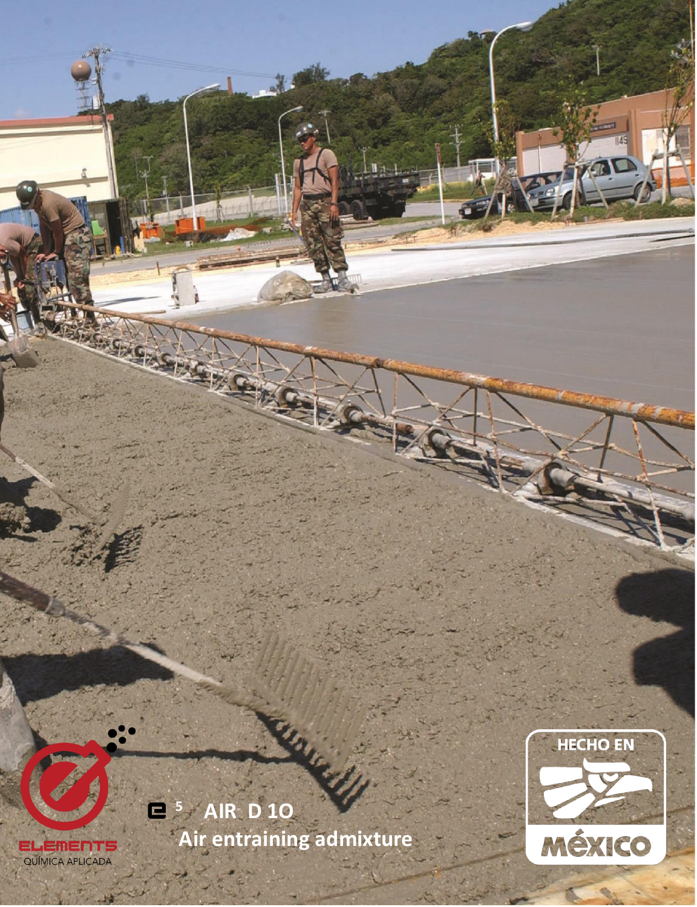ELEMENTS
QUÍMICA APLICADA

# E[5] AIR D 1O

## Air entraining admixture

HECHO EN
MÉXICO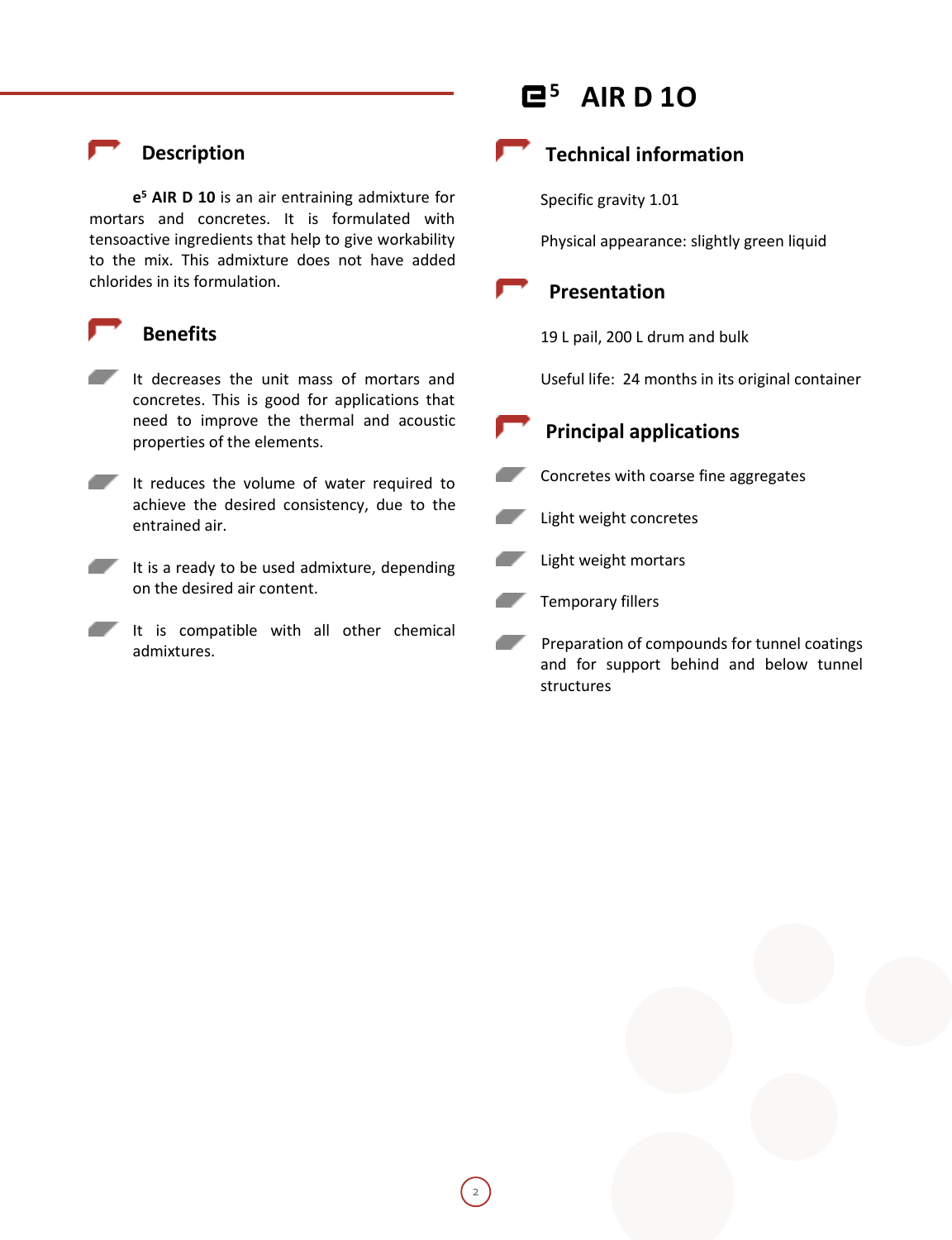# e5 AIR D 1O

## Description

**e5 AIR D 10** is an air entraining admixture for mortars and concretes. It is formulated with tensoactive ingredients that help to give workability to the mix. This admixture does not have added chlorides in its formulation.

## Benefits

- It decreases the unit mass of mortars and concretes. This is good for applications that need to improve the thermal and acoustic properties of the elements.
- It reduces the volume of water required to achieve the desired consistency, due to the entrained air.
- It is a ready to be used admixture, depending on the desired air content.
- It is compatible with all other chemical admixtures.

## Technical information

Specific gravity 1.01

Physical appearance: slightly green liquid

## Presentation

19 L pail, 200 L drum and bulk

Useful life: 24 months in its original container

## Principal applications

- Concretes with coarse fine aggregates
- Light weight concretes
- Light weight mortars
- Temporary fillers
- Preparation of compounds for tunnel coatings and for support behind and below tunnel structures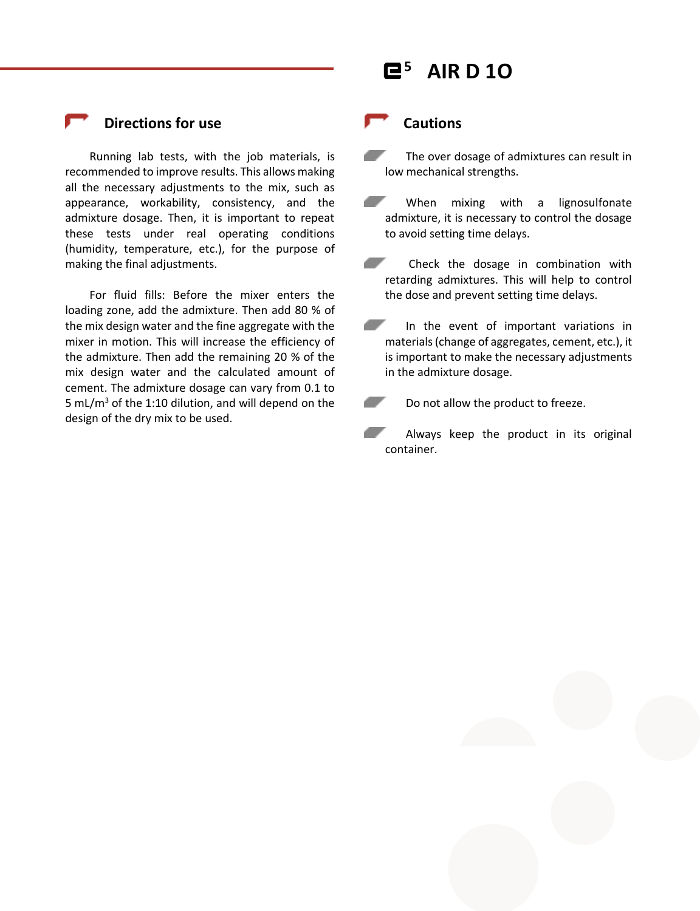## Directions for use

Running lab tests, with the job materials, is recommended to improve results. This allows making all the necessary adjustments to the mix, such as appearance, workability, consistency, and the admixture dosage. Then, it is important to repeat these tests under real operating conditions (humidity, temperature, etc.), for the purpose of making the final adjustments.

For fluid fills: Before the mixer enters the loading zone, add the admixture. Then add 80 % of the mix design water and the fine aggregate with the mixer in motion. This will increase the efficiency of the admixture. Then add the remaining 20 % of the mix design water and the calculated amount of cement. The admixture dosage can vary from 0.1 to 5 mL/$m^3$ of the 1:10 dilution, and will depend on the design of the dry mix to be used.

## Cautions

- The over dosage of admixtures can result in low mechanical strengths.
- When mixing with a lignosulfonate admixture, it is necessary to control the dosage to avoid setting time delays.
- Check the dosage in combination with retarding admixtures. This will help to control the dose and prevent setting time delays.
- In the event of important variations in materials (change of aggregates, cement, etc.), it is important to make the necessary adjustments in the admixture dosage.
- Do not allow the product to freeze.
- Always keep the product in its original container.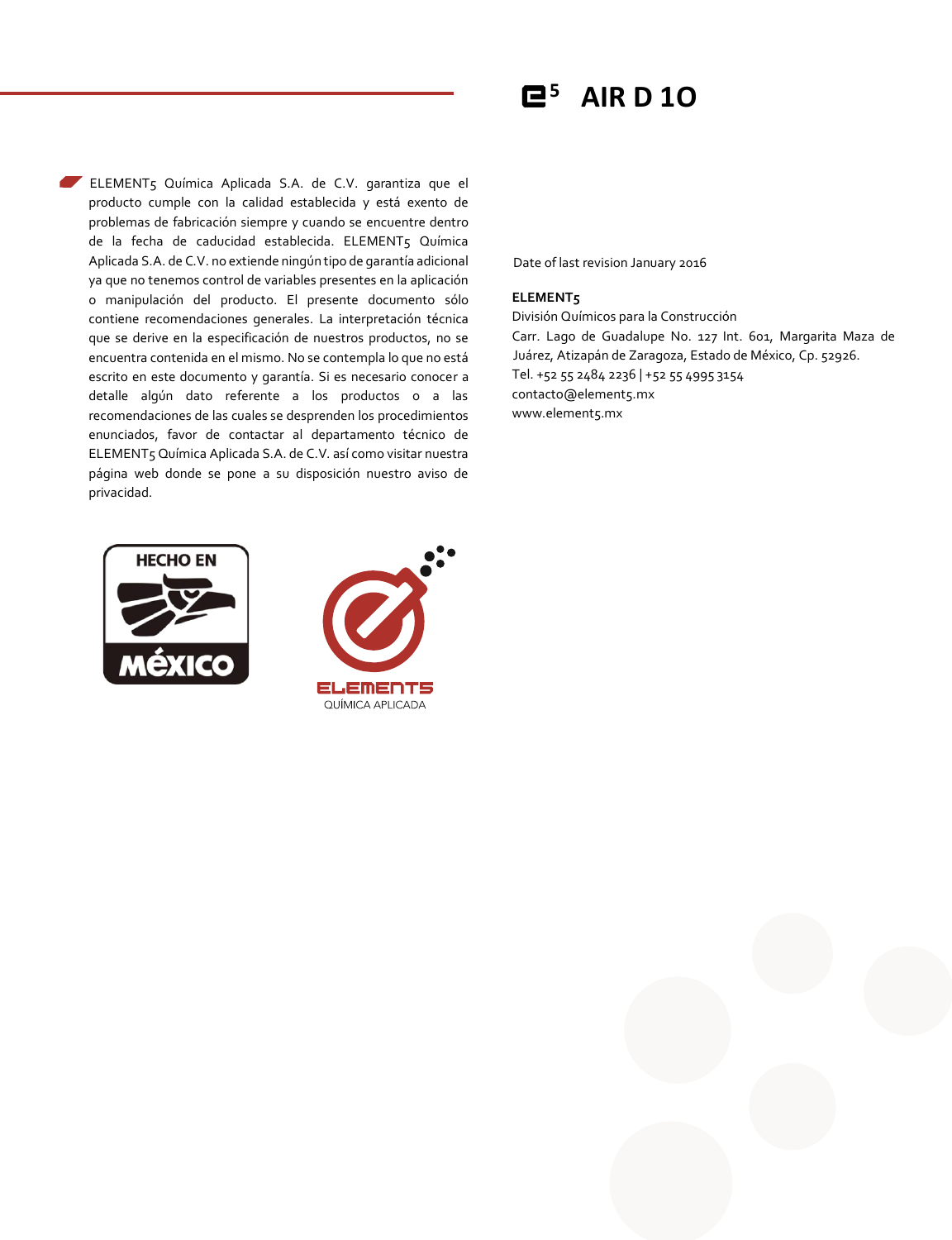# AIR D 1O

ELEMENT5 Química Aplicada S.A. de C.V. garantiza que el producto cumple con la calidad establecida y está exento de problemas de fabricación siempre y cuando se encuentre dentro de la fecha de caducidad establecida. ELEMENT5 Química Aplicada S.A. de C.V. no extiende ningún tipo de garantía adicional ya que no tenemos control de variables presentes en la aplicación o manipulación del producto. El presente documento sólo contiene recomendaciones generales. La interpretación técnica que se derive en la especificación de nuestros productos, no se encuentra contenida en el mismo. No se contempla lo que no está escrito en este documento y garantía. Si es necesario conocer a detalle algún dato referente a los productos o a las recomendaciones de las cuales se desprenden los procedimientos enunciados, favor de contactar al departamento técnico de ELEMENT5 Química Aplicada S.A. de C.V. así como visitar nuestra página web donde se pone a su disposición nuestro aviso de privacidad.

HECHO EN MÉXICO

ELEMENT5 QUÍMICA APLICADA

Date of last revision January 2016

**ELEMENT5**
División Químicos para la Construcción
Carr. Lago de Guadalupe No. 127 Int. 601, Margarita Maza de Juárez, Atizapán de Zaragoza, Estado de México, Cp. 52926.
Tel. +52 55 2484 2236 | +52 55 4995 3154
contacto@element5.mx
www.element5.mx